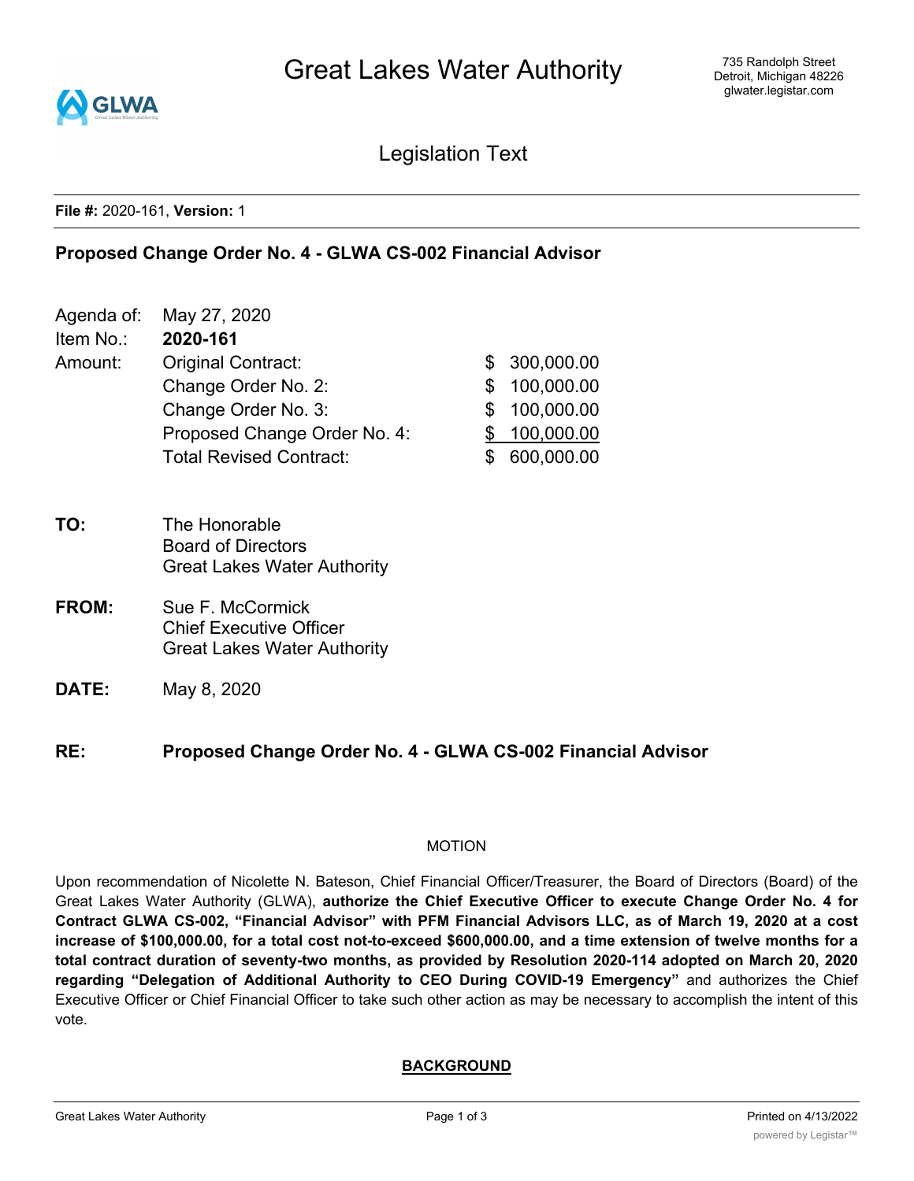# Great Lakes Water Authority

735 Randolph Street
Detroit, Michigan 48226
glwater.legistar.com

## Legislation Text

**File #:** 2020-161, **Version:** 1

### Proposed Change Order No. 4 - GLWA CS-002 Financial Advisor

| | | |
|---|---|---|
| Agenda of: | May 27, 2020 | |
| Item No.: | **2020-161** | |
| Amount: | Original Contract: | $ 300,000.00 |
| | Change Order No. 2: | $ 100,000.00 |
| | Change Order No. 3: | $ 100,000.00 |
| | Proposed Change Order No. 4: | $ 100,000.00 |
| | Total Revised Contract: | $ 600,000.00 |

**TO:** The Honorable
Board of Directors
Great Lakes Water Authority

**FROM:** Sue F. McCormick
Chief Executive Officer
Great Lakes Water Authority

**DATE:** May 8, 2020

**RE: Proposed Change Order No. 4 - GLWA CS-002 Financial Advisor**

MOTION

Upon recommendation of Nicolette N. Bateson, Chief Financial Officer/Treasurer, the Board of Directors (Board) of the Great Lakes Water Authority (GLWA), **authorize the Chief Executive Officer to execute Change Order No. 4 for Contract GLWA CS-002, "Financial Advisor" with PFM Financial Advisors LLC, as of March 19, 2020 at a cost increase of $100,000.00, for a total cost not-to-exceed $600,000.00, and a time extension of twelve months for a total contract duration of seventy-two months, as provided by Resolution 2020-114 adopted on March 20, 2020 regarding "Delegation of Additional Authority to CEO During COVID-19 Emergency"** and authorizes the Chief Executive Officer or Chief Financial Officer to take such other action as may be necessary to accomplish the intent of this vote.

**BACKGROUND**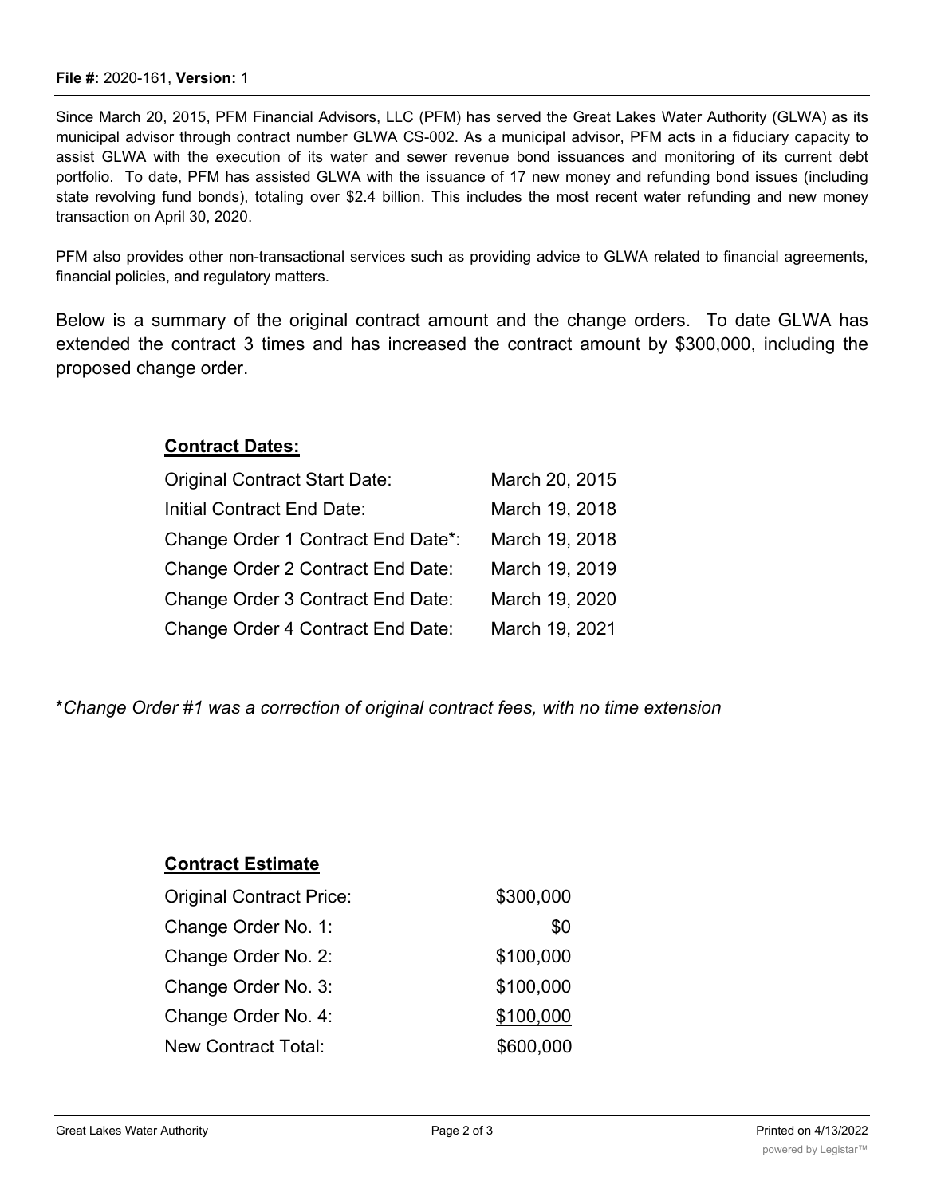**File #:** 2020-161, **Version:** 1

Since March 20, 2015, PFM Financial Advisors, LLC (PFM) has served the Great Lakes Water Authority (GLWA) as its municipal advisor through contract number GLWA CS-002. As a municipal advisor, PFM acts in a fiduciary capacity to assist GLWA with the execution of its water and sewer revenue bond issuances and monitoring of its current debt portfolio. To date, PFM has assisted GLWA with the issuance of 17 new money and refunding bond issues (including state revolving fund bonds), totaling over $2.4 billion. This includes the most recent water refunding and new money transaction on April 30, 2020.

PFM also provides other non-transactional services such as providing advice to GLWA related to financial agreements, financial policies, and regulatory matters.

Below is a summary of the original contract amount and the change orders. To date GLWA has extended the contract 3 times and has increased the contract amount by $300,000, including the proposed change order.

**Contract Dates:**

| | |
|---|---|
| Original Contract Start Date: | March 20, 2015 |
| Initial Contract End Date: | March 19, 2018 |
| Change Order 1 Contract End Date*: | March 19, 2018 |
| Change Order 2 Contract End Date: | March 19, 2019 |
| Change Order 3 Contract End Date: | March 19, 2020 |
| Change Order 4 Contract End Date: | March 19, 2021 |

**Change Order #1 was a correction of original contract fees, with no time extension*

**Contract Estimate**

| | |
|---|---|
| Original Contract Price: | $300,000 |
| Change Order No. 1: | $0 |
| Change Order No. 2: | $100,000 |
| Change Order No. 3: | $100,000 |
| Change Order No. 4: | $100,000 |
| New Contract Total: | $600,000 |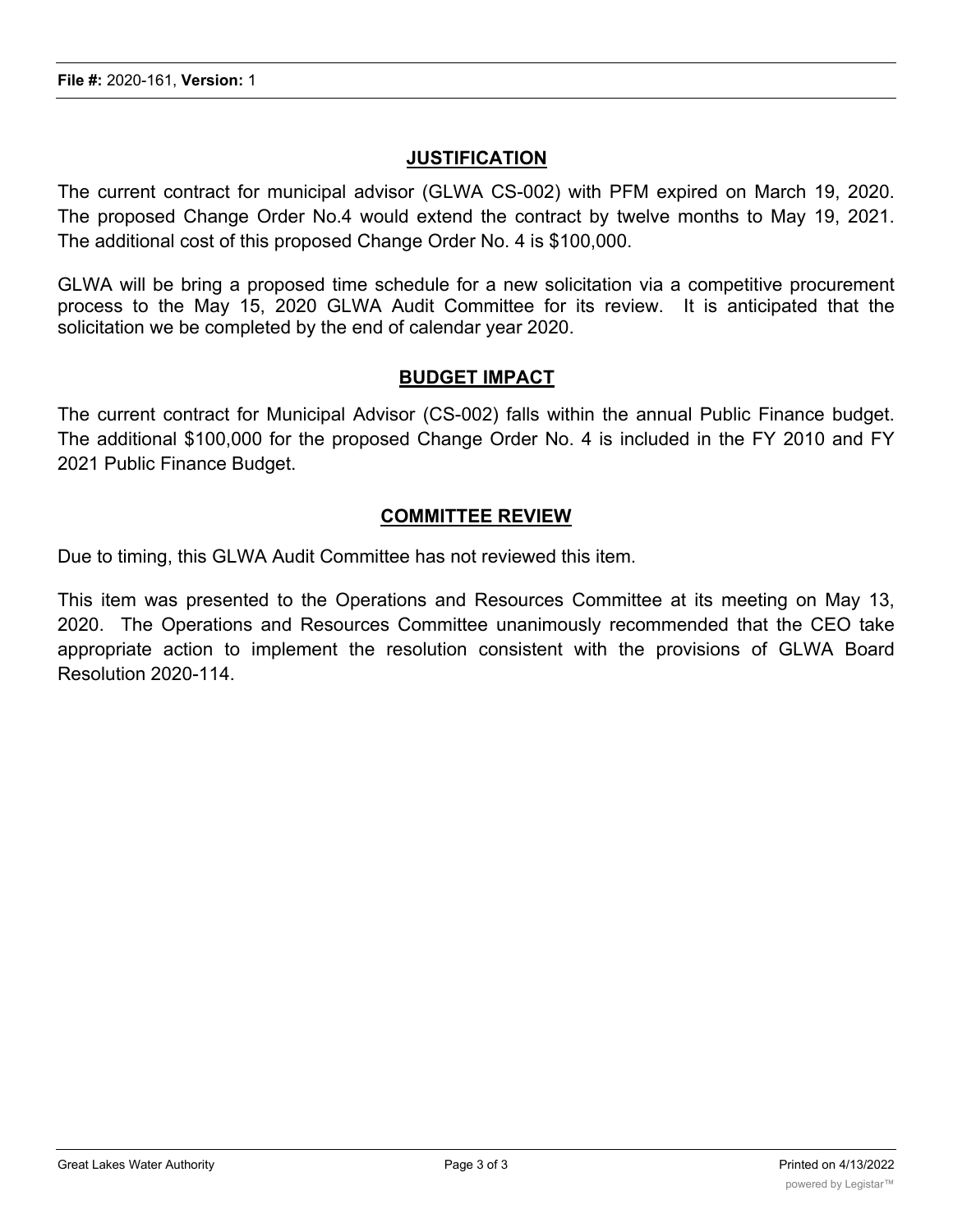## JUSTIFICATION

The current contract for municipal advisor (GLWA CS-002) with PFM expired on March 19, 2020. The proposed Change Order No.4 would extend the contract by twelve months to May 19, 2021. The additional cost of this proposed Change Order No. 4 is $100,000.

GLWA will be bring a proposed time schedule for a new solicitation via a competitive procurement process to the May 15, 2020 GLWA Audit Committee for its review. It is anticipated that the solicitation we be completed by the end of calendar year 2020.

## BUDGET IMPACT

The current contract for Municipal Advisor (CS-002) falls within the annual Public Finance budget. The additional $100,000 for the proposed Change Order No. 4 is included in the FY 2010 and FY 2021 Public Finance Budget.

## COMMITTEE REVIEW

Due to timing, this GLWA Audit Committee has not reviewed this item.

This item was presented to the Operations and Resources Committee at its meeting on May 13, 2020. The Operations and Resources Committee unanimously recommended that the CEO take appropriate action to implement the resolution consistent with the provisions of GLWA Board Resolution 2020-114.